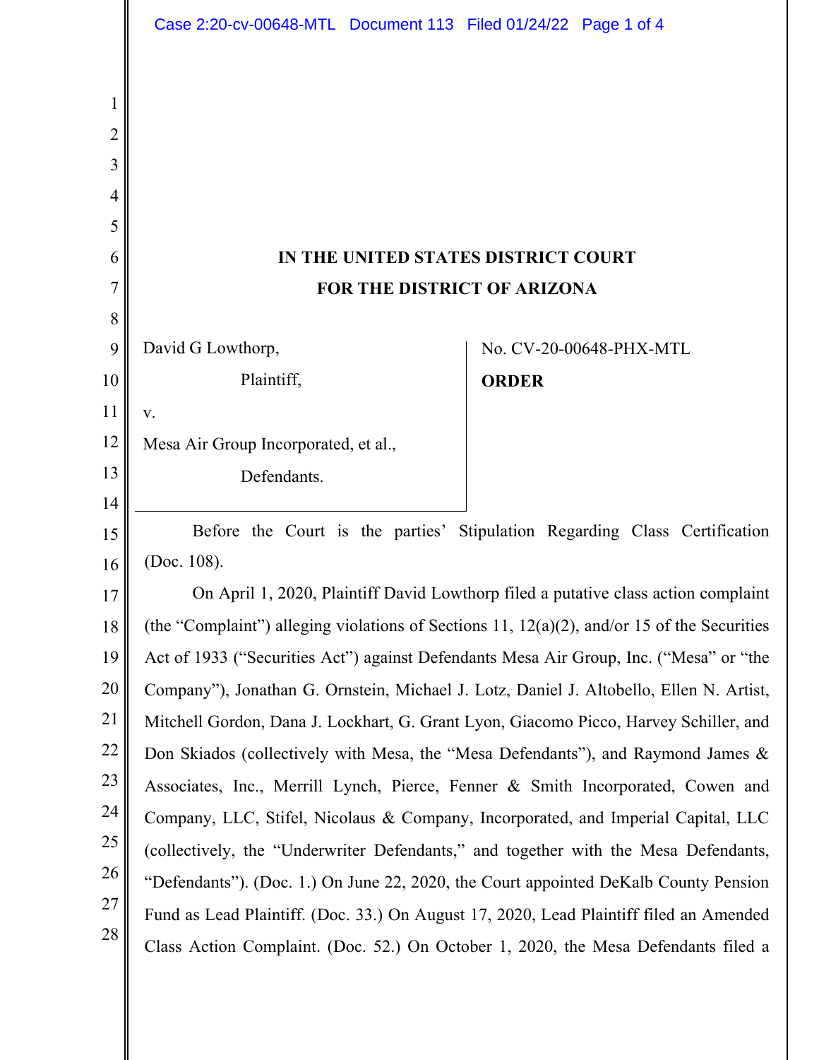# IN THE UNITED STATES DISTRICT COURT
# FOR THE DISTRICT OF ARIZONA

David G Lowthorp,

Plaintiff,

v.

Mesa Air Group Incorporated, et al.,

Defendants.

No. CV-20-00648-PHX-MTL

**ORDER**

Before the Court is the parties' Stipulation Regarding Class Certification (Doc. 108).

On April 1, 2020, Plaintiff David Lowthorp filed a putative class action complaint (the "Complaint") alleging violations of Sections 11, 12(a)(2), and/or 15 of the Securities Act of 1933 ("Securities Act") against Defendants Mesa Air Group, Inc. ("Mesa" or "the Company"), Jonathan G. Ornstein, Michael J. Lotz, Daniel J. Altobello, Ellen N. Artist, Mitchell Gordon, Dana J. Lockhart, G. Grant Lyon, Giacomo Picco, Harvey Schiller, and Don Skiados (collectively with Mesa, the "Mesa Defendants"), and Raymond James & Associates, Inc., Merrill Lynch, Pierce, Fenner & Smith Incorporated, Cowen and Company, LLC, Stifel, Nicolaus & Company, Incorporated, and Imperial Capital, LLC (collectively, the "Underwriter Defendants," and together with the Mesa Defendants, "Defendants"). (Doc. 1.) On June 22, 2020, the Court appointed DeKalb County Pension Fund as Lead Plaintiff. (Doc. 33.) On August 17, 2020, Lead Plaintiff filed an Amended Class Action Complaint. (Doc. 52.) On October 1, 2020, the Mesa Defendants filed a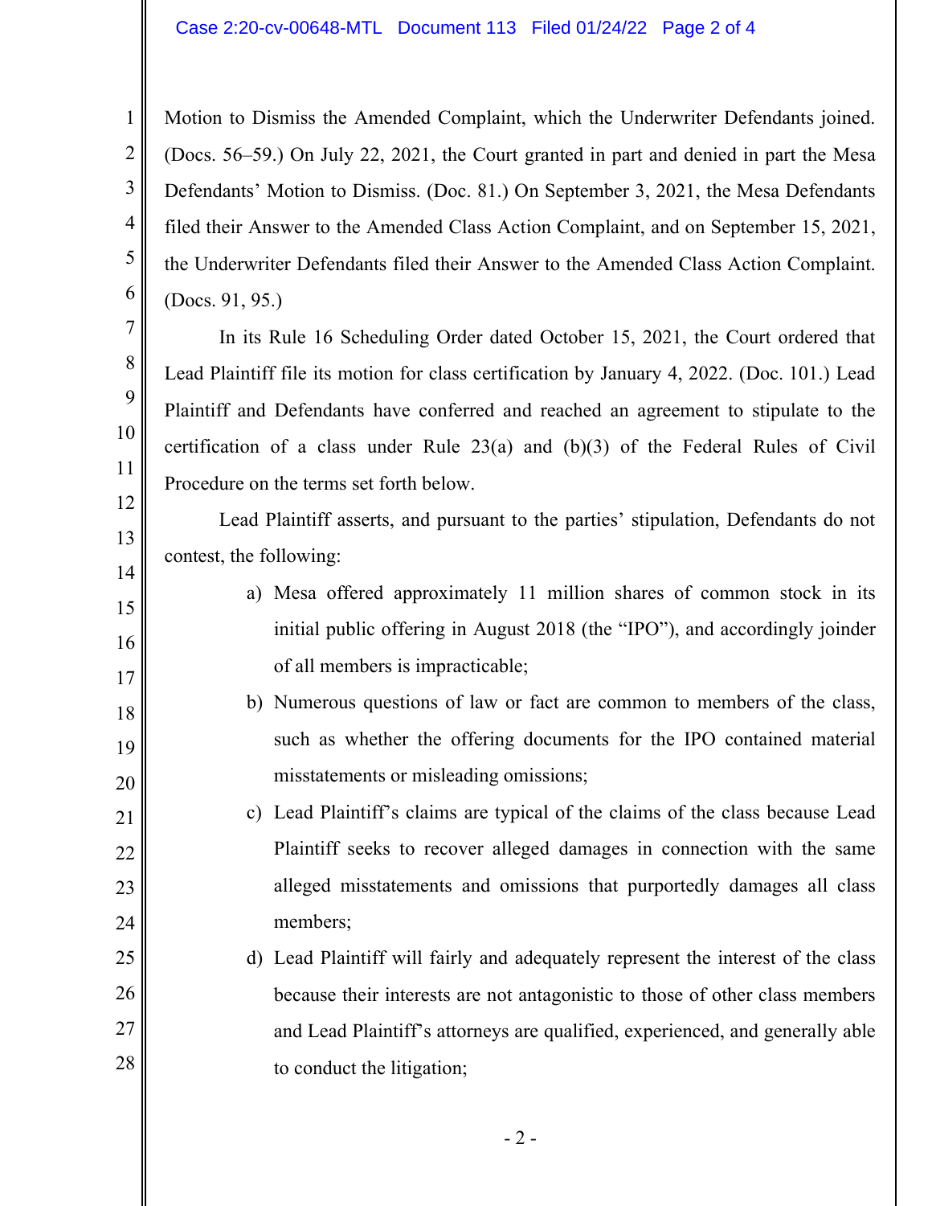Motion to Dismiss the Amended Complaint, which the Underwriter Defendants joined. (Docs. 56–59.) On July 22, 2021, the Court granted in part and denied in part the Mesa Defendants' Motion to Dismiss. (Doc. 81.) On September 3, 2021, the Mesa Defendants filed their Answer to the Amended Class Action Complaint, and on September 15, 2021, the Underwriter Defendants filed their Answer to the Amended Class Action Complaint. (Docs. 91, 95.)

In its Rule 16 Scheduling Order dated October 15, 2021, the Court ordered that Lead Plaintiff file its motion for class certification by January 4, 2022. (Doc. 101.) Lead Plaintiff and Defendants have conferred and reached an agreement to stipulate to the certification of a class under Rule 23(a) and (b)(3) of the Federal Rules of Civil Procedure on the terms set forth below.

Lead Plaintiff asserts, and pursuant to the parties' stipulation, Defendants do not contest, the following:

a) Mesa offered approximately 11 million shares of common stock in its initial public offering in August 2018 (the "IPO"), and accordingly joinder of all members is impracticable;

b) Numerous questions of law or fact are common to members of the class, such as whether the offering documents for the IPO contained material misstatements or misleading omissions;

c) Lead Plaintiff's claims are typical of the claims of the class because Lead Plaintiff seeks to recover alleged damages in connection with the same alleged misstatements and omissions that purportedly damages all class members;

d) Lead Plaintiff will fairly and adequately represent the interest of the class because their interests are not antagonistic to those of other class members and Lead Plaintiff's attorneys are qualified, experienced, and generally able to conduct the litigation;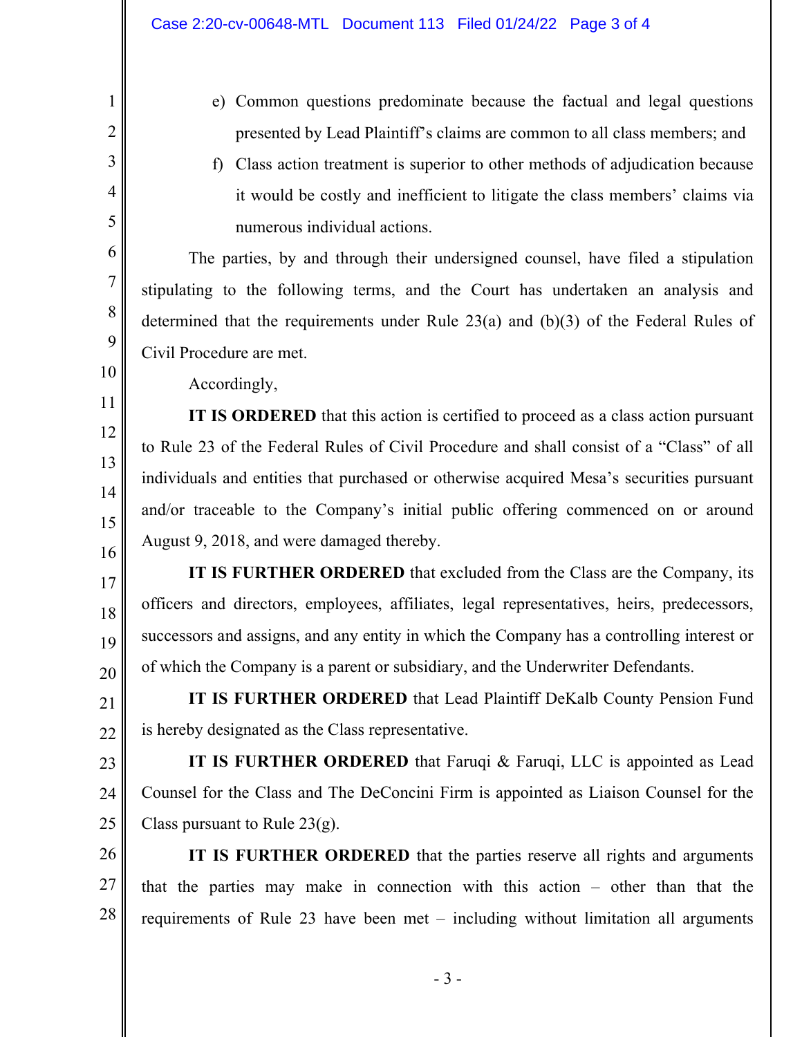e) Common questions predominate because the factual and legal questions presented by Lead Plaintiff's claims are common to all class members; and

f) Class action treatment is superior to other methods of adjudication because it would be costly and inefficient to litigate the class members' claims via numerous individual actions.

The parties, by and through their undersigned counsel, have filed a stipulation stipulating to the following terms, and the Court has undertaken an analysis and determined that the requirements under Rule 23(a) and (b)(3) of the Federal Rules of Civil Procedure are met.

Accordingly,

**IT IS ORDERED** that this action is certified to proceed as a class action pursuant to Rule 23 of the Federal Rules of Civil Procedure and shall consist of a "Class" of all individuals and entities that purchased or otherwise acquired Mesa's securities pursuant and/or traceable to the Company's initial public offering commenced on or around August 9, 2018, and were damaged thereby.

**IT IS FURTHER ORDERED** that excluded from the Class are the Company, its officers and directors, employees, affiliates, legal representatives, heirs, predecessors, successors and assigns, and any entity in which the Company has a controlling interest or of which the Company is a parent or subsidiary, and the Underwriter Defendants.

**IT IS FURTHER ORDERED** that Lead Plaintiff DeKalb County Pension Fund is hereby designated as the Class representative.

**IT IS FURTHER ORDERED** that Faruqi & Faruqi, LLC is appointed as Lead Counsel for the Class and The DeConcini Firm is appointed as Liaison Counsel for the Class pursuant to Rule 23(g).

**IT IS FURTHER ORDERED** that the parties reserve all rights and arguments that the parties may make in connection with this action – other than that the requirements of Rule 23 have been met – including without limitation all arguments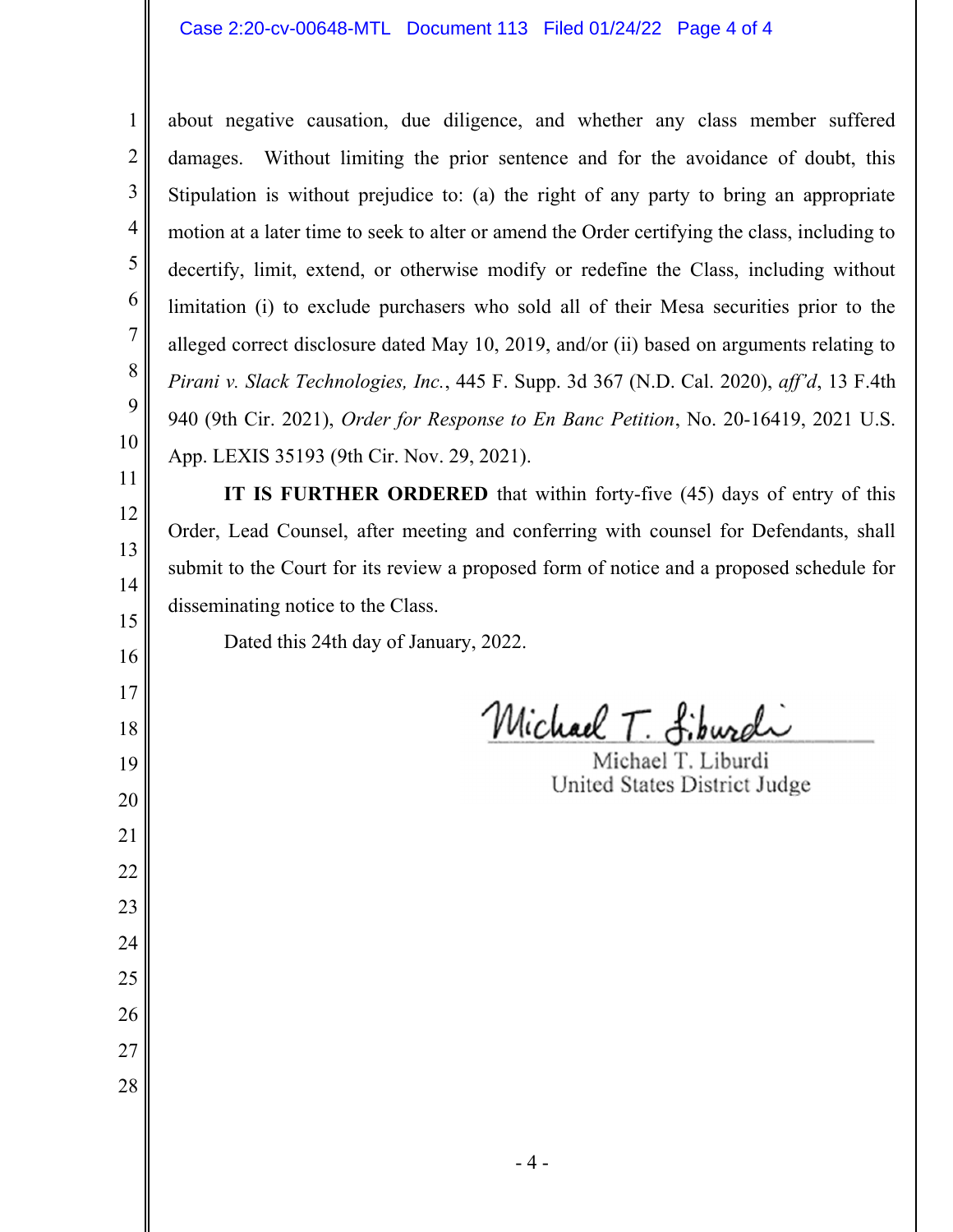about negative causation, due diligence, and whether any class member suffered damages. Without limiting the prior sentence and for the avoidance of doubt, this Stipulation is without prejudice to: (a) the right of any party to bring an appropriate motion at a later time to seek to alter or amend the Order certifying the class, including to decertify, limit, extend, or otherwise modify or redefine the Class, including without limitation (i) to exclude purchasers who sold all of their Mesa securities prior to the alleged correct disclosure dated May 10, 2019, and/or (ii) based on arguments relating to *Pirani v. Slack Technologies, Inc.*, 445 F. Supp. 3d 367 (N.D. Cal. 2020), *aff'd*, 13 F.4th 940 (9th Cir. 2021), *Order for Response to En Banc Petition*, No. 20-16419, 2021 U.S. App. LEXIS 35193 (9th Cir. Nov. 29, 2021).

**IT IS FURTHER ORDERED** that within forty-five (45) days of entry of this Order, Lead Counsel, after meeting and conferring with counsel for Defendants, shall submit to the Court for its review a proposed form of notice and a proposed schedule for disseminating notice to the Class.

Dated this 24th day of January, 2022.

Michael T. Liburdi
United States District Judge